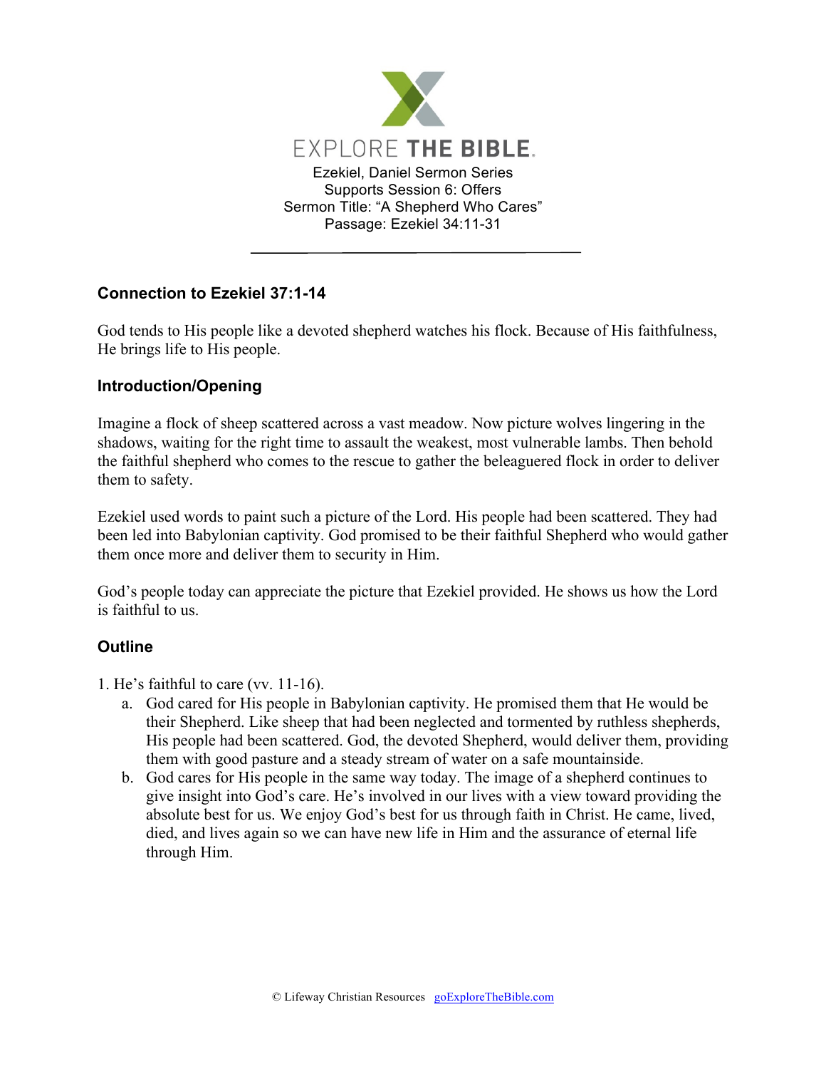# EXPLORE THE BIBLE.

Ezekiel, Daniel Sermon Series
Supports Session 6: Offers
Sermon Title: "A Shepherd Who Cares"
Passage: Ezekiel 34:11-31

---

## Connection to Ezekiel 37:1-14

God tends to His people like a devoted shepherd watches his flock. Because of His faithfulness, He brings life to His people.

## Introduction/Opening

Imagine a flock of sheep scattered across a vast meadow. Now picture wolves lingering in the shadows, waiting for the right time to assault the weakest, most vulnerable lambs. Then behold the faithful shepherd who comes to the rescue to gather the beleaguered flock in order to deliver them to safety.

Ezekiel used words to paint such a picture of the Lord. His people had been scattered. They had been led into Babylonian captivity. God promised to be their faithful Shepherd who would gather them once more and deliver them to security in Him.

God's people today can appreciate the picture that Ezekiel provided. He shows us how the Lord is faithful to us.

## Outline

1. He's faithful to care (vv. 11-16).
   a. God cared for His people in Babylonian captivity. He promised them that He would be their Shepherd. Like sheep that had been neglected and tormented by ruthless shepherds, His people had been scattered. God, the devoted Shepherd, would deliver them, providing them with good pasture and a steady stream of water on a safe mountainside.
   b. God cares for His people in the same way today. The image of a shepherd continues to give insight into God's care. He's involved in our lives with a view toward providing the absolute best for us. We enjoy God's best for us through faith in Christ. He came, lived, died, and lives again so we can have new life in Him and the assurance of eternal life through Him.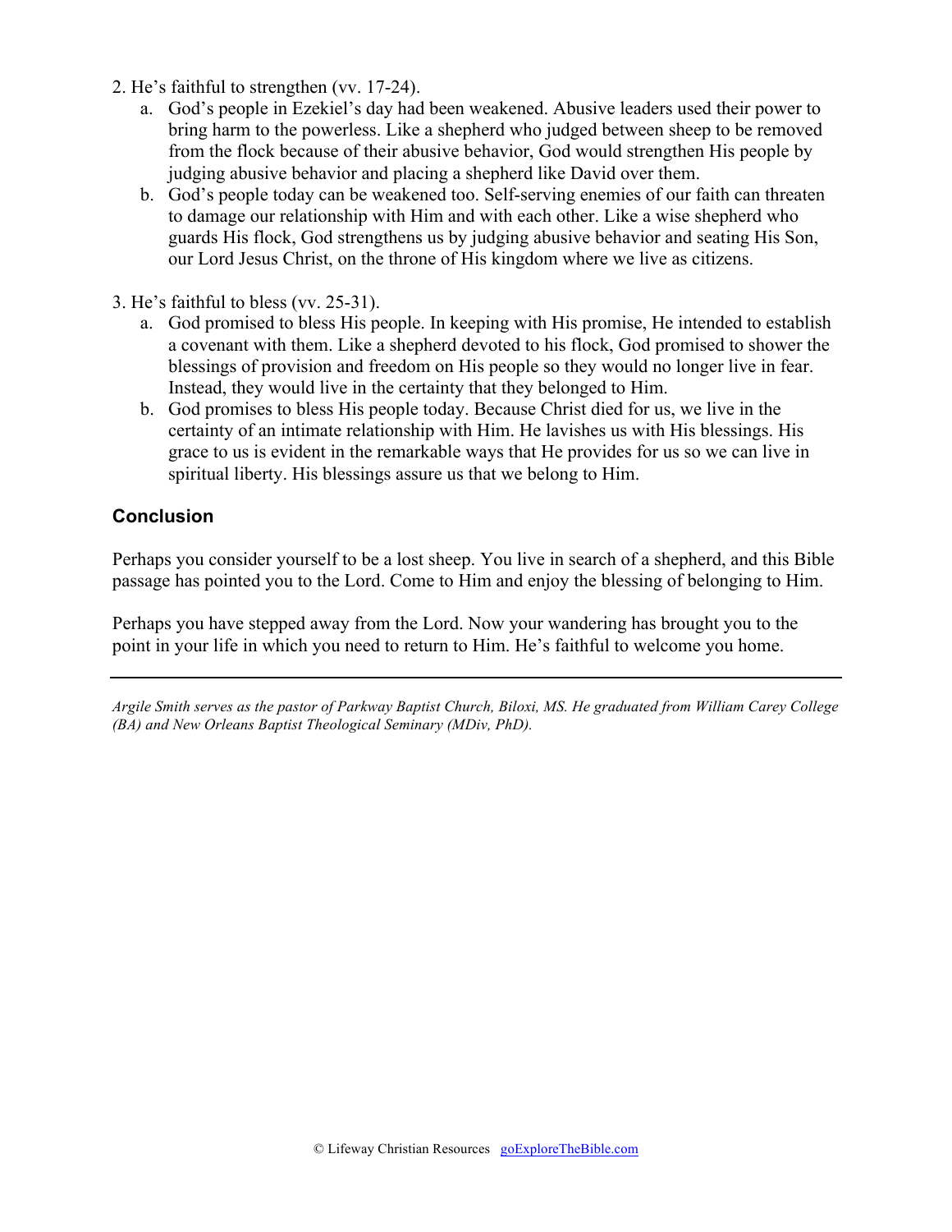2. He's faithful to strengthen (vv. 17-24).
    a. God's people in Ezekiel's day had been weakened. Abusive leaders used their power to bring harm to the powerless. Like a shepherd who judged between sheep to be removed from the flock because of their abusive behavior, God would strengthen His people by judging abusive behavior and placing a shepherd like David over them.
    b. God's people today can be weakened too. Self-serving enemies of our faith can threaten to damage our relationship with Him and with each other. Like a wise shepherd who guards His flock, God strengthens us by judging abusive behavior and seating His Son, our Lord Jesus Christ, on the throne of His kingdom where we live as citizens.

3. He's faithful to bless (vv. 25-31).
    a. God promised to bless His people. In keeping with His promise, He intended to establish a covenant with them. Like a shepherd devoted to his flock, God promised to shower the blessings of provision and freedom on His people so they would no longer live in fear. Instead, they would live in the certainty that they belonged to Him.
    b. God promises to bless His people today. Because Christ died for us, we live in the certainty of an intimate relationship with Him. He lavishes us with His blessings. His grace to us is evident in the remarkable ways that He provides for us so we can live in spiritual liberty. His blessings assure us that we belong to Him.

## Conclusion

Perhaps you consider yourself to be a lost sheep. You live in search of a shepherd, and this Bible passage has pointed you to the Lord. Come to Him and enjoy the blessing of belonging to Him.

Perhaps you have stepped away from the Lord. Now your wandering has brought you to the point in your life in which you need to return to Him. He's faithful to welcome you home.

---

*Argile Smith serves as the pastor of Parkway Baptist Church, Biloxi, MS. He graduated from William Carey College (BA) and New Orleans Baptist Theological Seminary (MDiv, PhD).*

© Lifeway Christian Resources goExploreTheBible.com